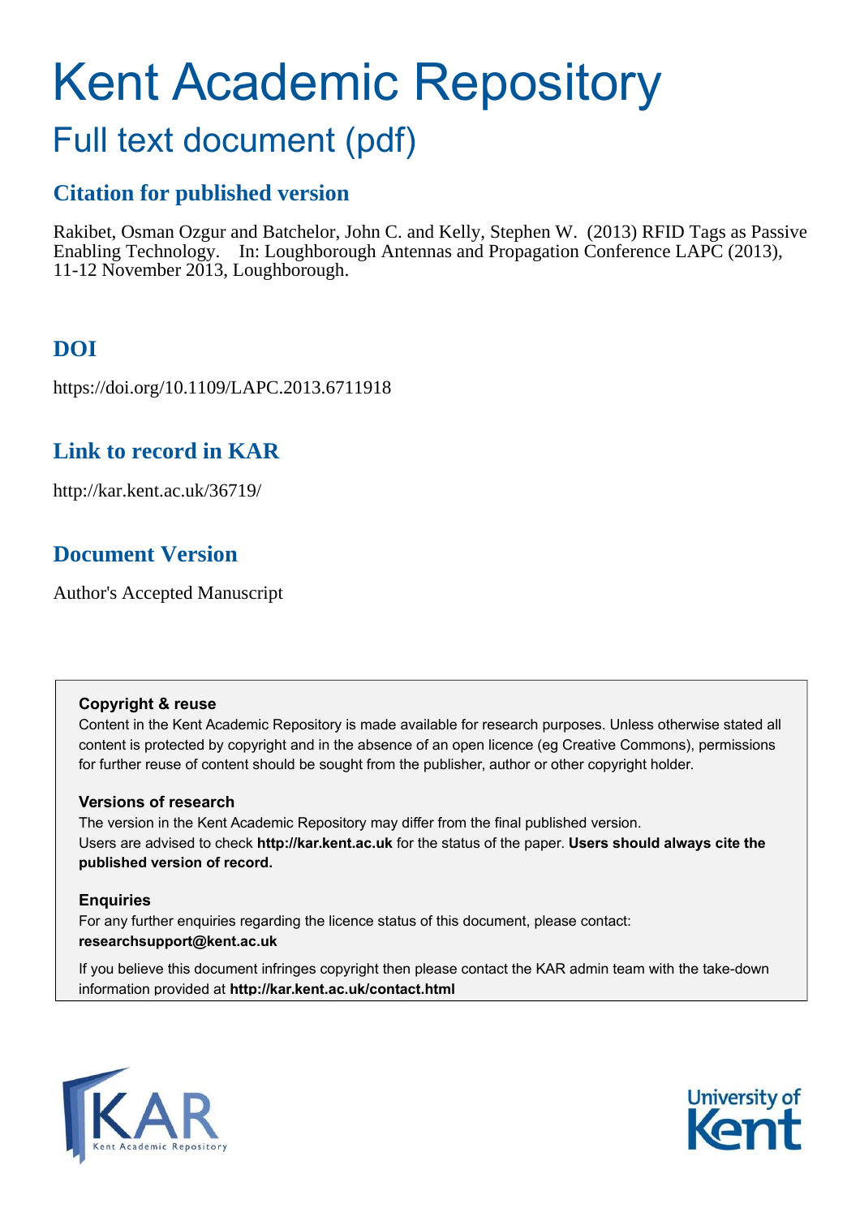# Kent Academic Repository

## Full text document (pdf)

### Citation for published version

Rakibet, Osman Ozgur and Batchelor, John C. and Kelly, Stephen W. (2013) RFID Tags as Passive Enabling Technology. In: Loughborough Antennas and Propagation Conference LAPC (2013), 11-12 November 2013, Loughborough.

### DOI

https://doi.org/10.1109/LAPC.2013.6711918

### Link to record in KAR

http://kar.kent.ac.uk/36719/

### Document Version

Author's Accepted Manuscript

**Copyright & reuse**

Content in the Kent Academic Repository is made available for research purposes. Unless otherwise stated all content is protected by copyright and in the absence of an open licence (eg Creative Commons), permissions for further reuse of content should be sought from the publisher, author or other copyright holder.

**Versions of research**

The version in the Kent Academic Repository may differ from the final published version. Users are advised to check **http://kar.kent.ac.uk** for the status of the paper. **Users should always cite the published version of record.**

**Enquiries**

For any further enquiries regarding the licence status of this document, please contact: **researchsupport@kent.ac.uk**

If you believe this document infringes copyright then please contact the KAR admin team with the take-down information provided at **http://kar.kent.ac.uk/contact.html**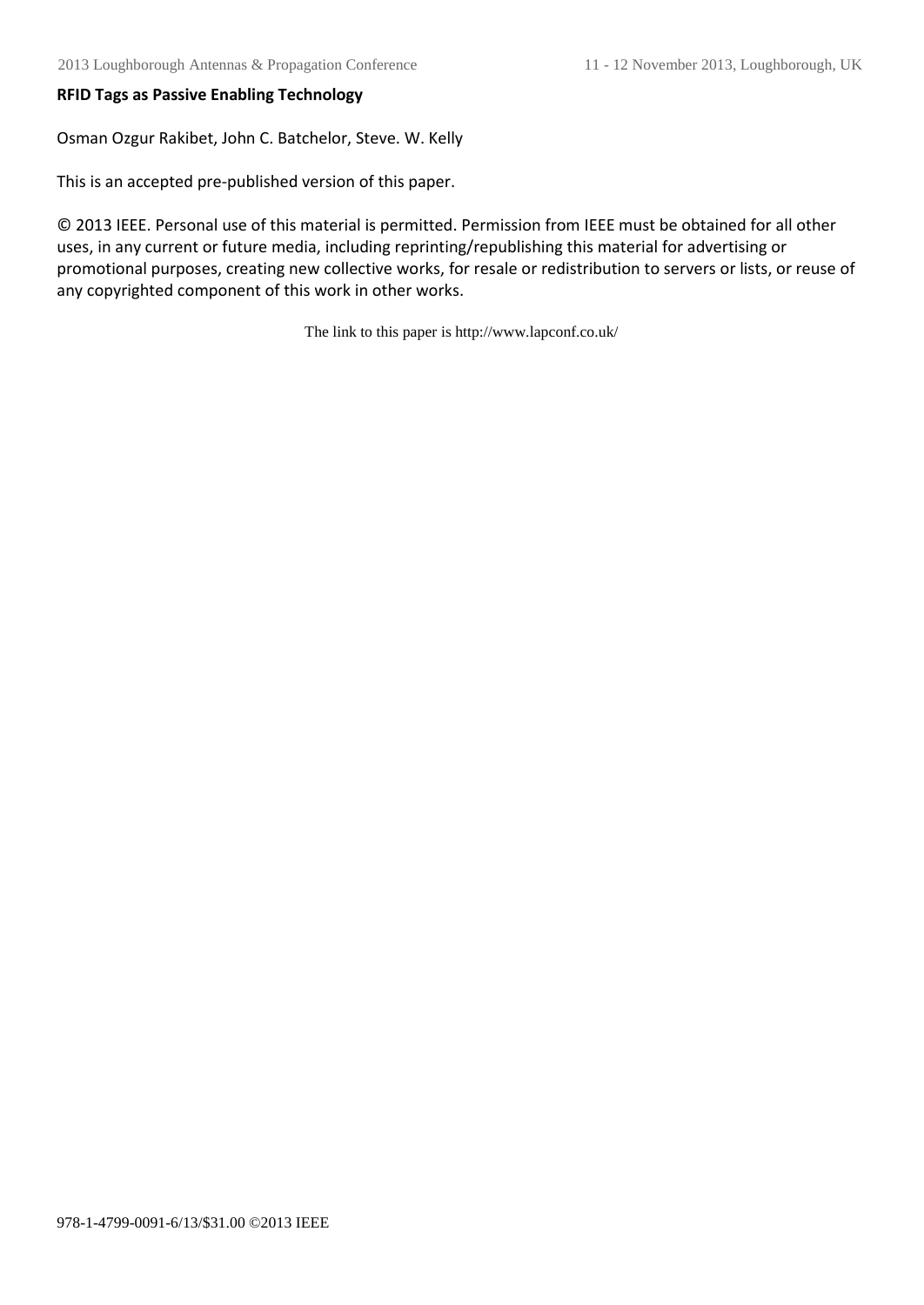**RFID Tags as Passive Enabling Technology**

Osman Ozgur Rakibet, John C. Batchelor, Steve. W. Kelly

This is an accepted pre-published version of this paper.

© 2013 IEEE. Personal use of this material is permitted. Permission from IEEE must be obtained for all other uses, in any current or future media, including reprinting/republishing this material for advertising or promotional purposes, creating new collective works, for resale or redistribution to servers or lists, or reuse of any copyrighted component of this work in other works.

The link to this paper is http://www.lapconf.co.uk/

978-1-4799-0091-6/13/$31.00 ©2013 IEEE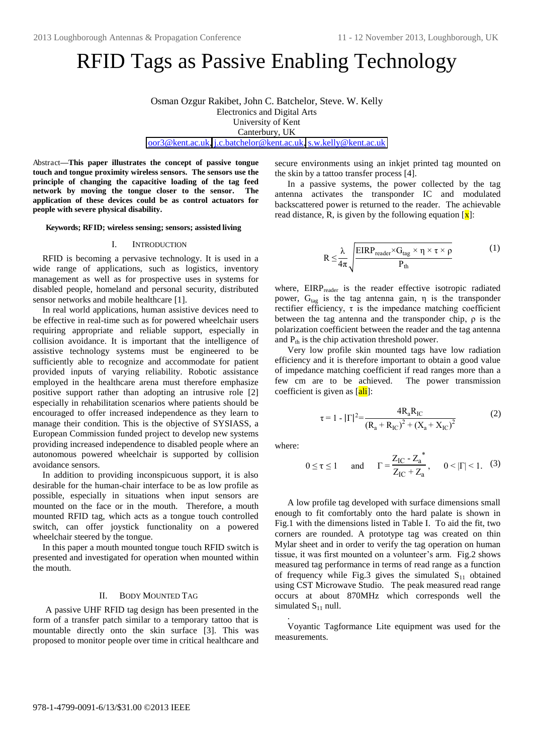# RFID Tags as Passive Enabling Technology

Osman Ozgur Rakibet, John C. Batchelor, Steve. W. Kelly
Electronics and Digital Arts
University of Kent
Canterbury, UK
oor3@kent.ac.uk, j.c.batchelor@kent.ac.uk, s.w.kelly@kent.ac.uk

*Abstract*—**This paper illustrates the concept of passive tongue touch and tongue proximity wireless sensors. The sensors use the principle of changing the capacitive loading of the tag feed network by moving the tongue closer to the sensor. The application of these devices could be as control actuators for people with severe physical disability.**

**Keywords; RFID; wireless sensing; sensors; assisted living**

## I. Introduction

RFID is becoming a pervasive technology. It is used in a wide range of applications, such as logistics, inventory management as well as for prospective uses in systems for disabled people, homeland and personal security, distributed sensor networks and mobile healthcare [1].

In real world applications, human assistive devices need to be effective in real-time such as for powered wheelchair users requiring appropriate and reliable support, especially in collision avoidance. It is important that the intelligence of assistive technology systems must be engineered to be sufficiently able to recognize and accommodate for patient provided inputs of varying reliability. Robotic assistance employed in the healthcare arena must therefore emphasize positive support rather than adopting an intrusive role [2] especially in rehabilitation scenarios where patients should be encouraged to offer increased independence as they learn to manage their condition. This is the objective of SYSIASS, a European Commission funded project to develop new systems providing increased independence to disabled people where an autonomous powered wheelchair is supported by collision avoidance sensors.

In addition to providing inconspicuous support, it is also desirable for the human-chair interface to be as low profile as possible, especially in situations when input sensors are mounted on the face or in the mouth. Therefore, a mouth mounted RFID tag, which acts as a tongue touch controlled switch, can offer joystick functionality on a powered wheelchair steered by the tongue.

In this paper a mouth mounted tongue touch RFID switch is presented and investigated for operation when mounted within the mouth.

## II. Body Mounted Tag

A passive UHF RFID tag design has been presented in the form of a transfer patch similar to a temporary tattoo that is mountable directly onto the skin surface [3]. This was proposed to monitor people over time in critical healthcare and secure environments using an inkjet printed tag mounted on the skin by a tattoo transfer process [4].

In a passive systems, the power collected by the tag antenna activates the transponder IC and modulated backscattered power is returned to the reader. The achievable read distance, R, is given by the following equation [x]:

$$R \le \frac{\lambda}{4\pi}\sqrt{\frac{EIRP_{reader} \times G_{tag} \times \eta \times \tau \times \rho}{P_{th}}} \tag{1}$$

where, $EIRP_{reader}$ is the reader effective isotropic radiated power, $G_{tag}$ is the tag antenna gain, $\eta$ is the transponder rectifier efficiency, $\tau$ is the impedance matching coefficient between the tag antenna and the transponder chip, $\rho$ is the polarization coefficient between the reader and the tag antenna and $P_{th}$ is the chip activation threshold power.

Very low profile skin mounted tags have low radiation efficiency and it is therefore important to obtain a good value of impedance matching coefficient if read ranges more than a few cm are to be achieved. The power transmission coefficient is given as [ali]:

$$\tau = 1 - |\Gamma|^2 = \frac{4R_a R_{IC}}{(R_a + R_{IC})^2 + (X_a + X_{IC})^2} \tag{2}$$

where:

$$0 \le \tau \le 1 \quad \text{and} \quad \Gamma = \frac{Z_{IC} - Z_a^*}{Z_{IC} + Z_a}, \quad 0 < |\Gamma| < 1. \tag{3}$$

A low profile tag developed with surface dimensions small enough to fit comfortably onto the hard palate is shown in Fig.1 with the dimensions listed in Table I. To aid the fit, two corners are rounded. A prototype tag was created on thin Mylar sheet and in order to verify the tag operation on human tissue, it was first mounted on a volunteer's arm. Fig.2 shows measured tag performance in terms of read range as a function of frequency while Fig.3 gives the simulated $S_{11}$ obtained using CST Microwave Studio. The peak measured read range occurs at about 870MHz which corresponds well the simulated $S_{11}$ null.

.

Voyantic Tagformance Lite equipment was used for the measurements.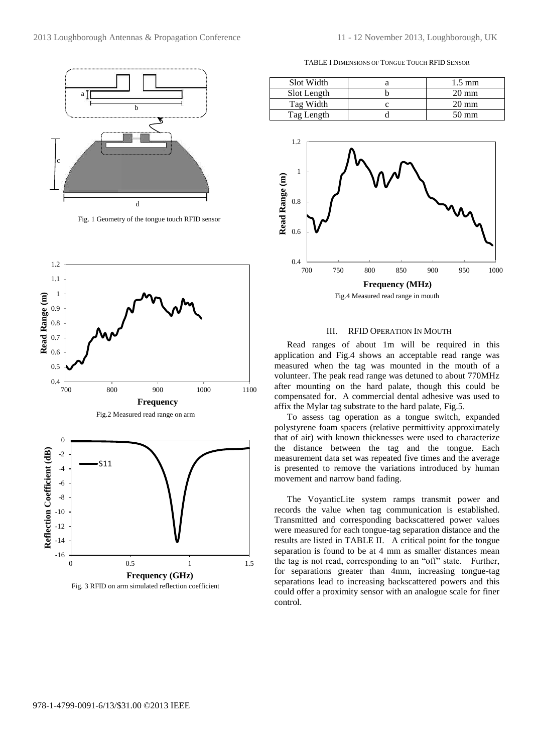Fig. 1 Geometry of the tongue touch RFID sensor

Fig.2 Measured read range on arm

Fig. 3 RFID on arm simulated reflection coefficient

TABLE I DIMENSIONS OF TONGUE TOUCH RFID SENSOR

| | | |
|---|---|---|
| Slot Width | a | 1.5 mm |
| Slot Length | b | 20 mm |
| Tag Width | c | 20 mm |
| Tag Length | d | 50 mm |

Fig.4 Measured read range in mouth

## III. RFID OPERATION IN MOUTH

Read ranges of about 1m will be required in this application and Fig.4 shows an acceptable read range was measured when the tag was mounted in the mouth of a volunteer. The peak read range was detuned to about 770MHz after mounting on the hard palate, though this could be compensated for. A commercial dental adhesive was used to affix the Mylar tag substrate to the hard palate, Fig.5.

To assess tag operation as a tongue switch, expanded polystyrene foam spacers (relative permittivity approximately that of air) with known thicknesses were used to characterize the distance between the tag and the tongue. Each measurement data set was repeated five times and the average is presented to remove the variations introduced by human movement and narrow band fading.

The VoyanticLite system ramps transmit power and records the value when tag communication is established. Transmitted and corresponding backscattered power values were measured for each tongue-tag separation distance and the results are listed in TABLE II. A critical point for the tongue separation is found to be at 4 mm as smaller distances mean the tag is not read, corresponding to an "off" state. Further, for separations greater than 4mm, increasing tongue-tag separations lead to increasing backscattered powers and this could offer a proximity sensor with an analogue scale for finer control.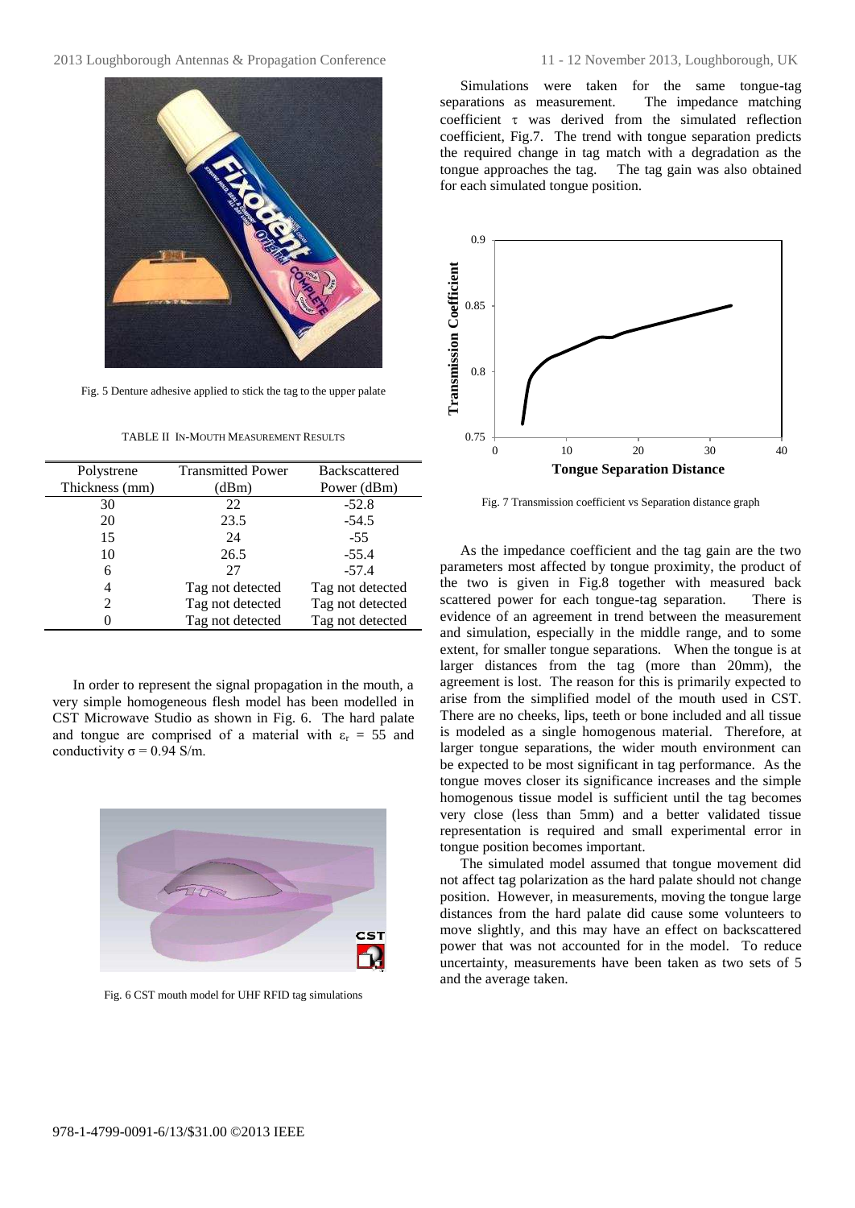Fig. 5 Denture adhesive applied to stick the tag to the upper palate

TABLE II IN-MOUTH MEASUREMENT RESULTS

| Polystrene Thickness (mm) | Transmitted Power (dBm) | Backscattered Power (dBm) |
|---|---|---|
| 30 | 22 | -52.8 |
| 20 | 23.5 | -54.5 |
| 15 | 24 | -55 |
| 10 | 26.5 | -55.4 |
| 6 | 27 | -57.4 |
| 4 | Tag not detected | Tag not detected |
| 2 | Tag not detected | Tag not detected |
| 0 | Tag not detected | Tag not detected |

In order to represent the signal propagation in the mouth, a very simple homogeneous flesh model has been modelled in CST Microwave Studio as shown in Fig. 6. The hard palate and tongue are comprised of a material with $\varepsilon_r$ = 55 and conductivity $\sigma$ = 0.94 S/m.

Fig. 6 CST mouth model for UHF RFID tag simulations

Simulations were taken for the same tongue-tag separations as measurement. The impedance matching coefficient $\tau$ was derived from the simulated reflection coefficient, Fig.7. The trend with tongue separation predicts the required change in tag match with a degradation as the tongue approaches the tag. The tag gain was also obtained for each simulated tongue position.

Fig. 7 Transmission coefficient vs Separation distance graph

As the impedance coefficient and the tag gain are the two parameters most affected by tongue proximity, the product of the two is given in Fig.8 together with measured back scattered power for each tongue-tag separation. There is evidence of an agreement in trend between the measurement and simulation, especially in the middle range, and to some extent, for smaller tongue separations. When the tongue is at larger distances from the tag (more than 20mm), the agreement is lost. The reason for this is primarily expected to arise from the simplified model of the mouth used in CST. There are no cheeks, lips, teeth or bone included and all tissue is modeled as a single homogenous material. Therefore, at larger tongue separations, the wider mouth environment can be expected to be most significant in tag performance. As the tongue moves closer its significance increases and the simple homogenous tissue model is sufficient until the tag becomes very close (less than 5mm) and a better validated tissue representation is required and small experimental error in tongue position becomes important.

The simulated model assumed that tongue movement did not affect tag polarization as the hard palate should not change position. However, in measurements, moving the tongue large distances from the hard palate did cause some volunteers to move slightly, and this may have an effect on backscattered power that was not accounted for in the model. To reduce uncertainty, measurements have been taken as two sets of 5 and the average taken.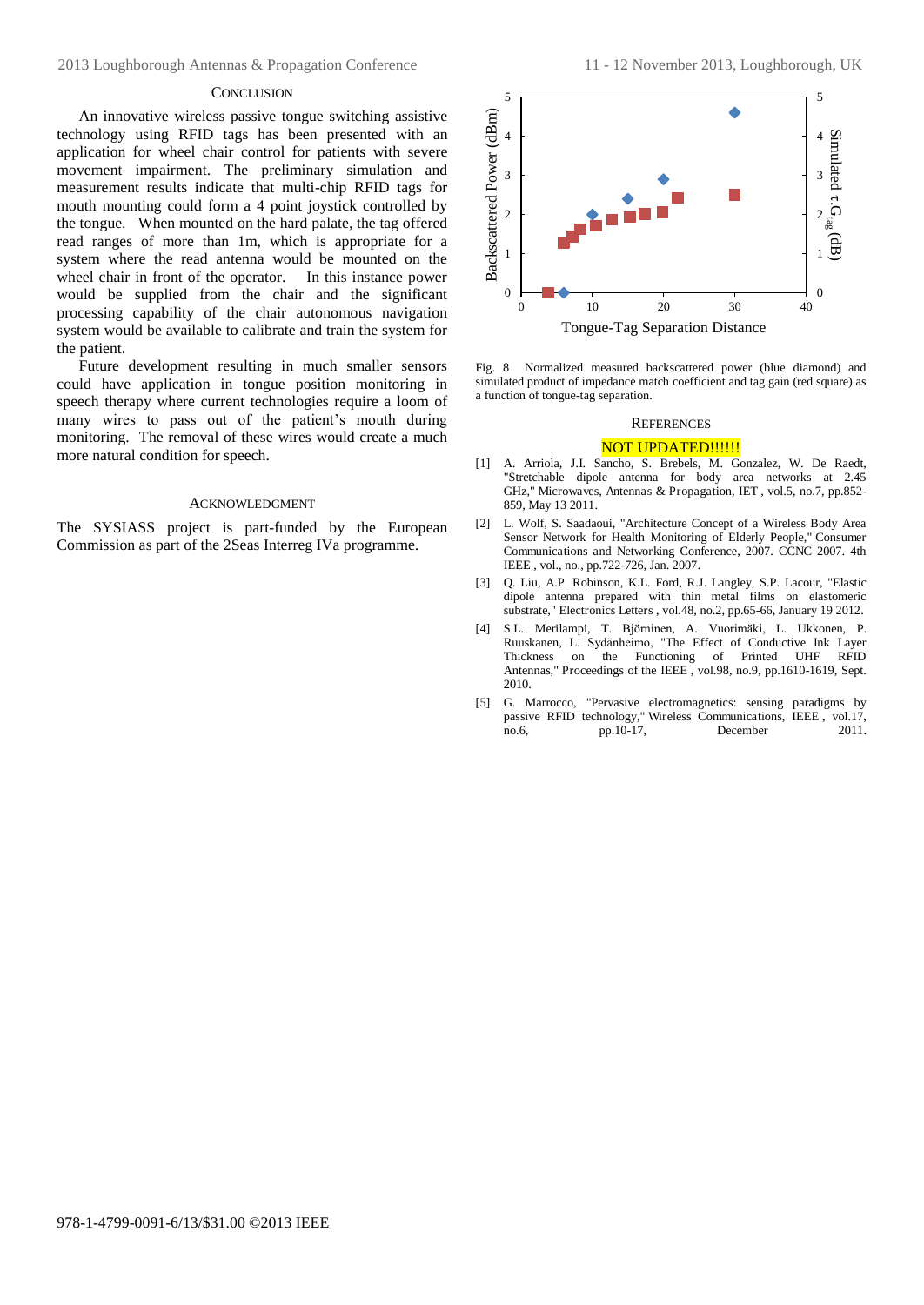## CONCLUSION

An innovative wireless passive tongue switching assistive technology using RFID tags has been presented with an application for wheel chair control for patients with severe movement impairment. The preliminary simulation and measurement results indicate that multi-chip RFID tags for mouth mounting could form a 4 point joystick controlled by the tongue. When mounted on the hard palate, the tag offered read ranges of more than 1m, which is appropriate for a system where the read antenna would be mounted on the wheel chair in front of the operator. In this instance power would be supplied from the chair and the significant processing capability of the chair autonomous navigation system would be available to calibrate and train the system for the patient.

Future development resulting in much smaller sensors could have application in tongue position monitoring in speech therapy where current technologies require a loom of many wires to pass out of the patient's mouth during monitoring. The removal of these wires would create a much more natural condition for speech.

## ACKNOWLEDGMENT

The SYSIASS project is part-funded by the European Commission as part of the 2Seas Interreg IVa programme.

Backscattered Power (dBm)
Simulated $\tau.G_{tag}$ (dB)
0 1 2 3 4 5
0 10 20 30 40
Tongue-Tag Separation Distance

Fig. 8 Normalized measured backscattered power (blue diamond) and simulated product of impedance match coefficient and tag gain (red square) as a function of tongue-tag separation.

## REFERENCES

NOT UPDATED!!!!!!

[1] A. Arriola, J.I. Sancho, S. Brebels, M. Gonzalez, W. De Raedt, "Stretchable dipole antenna for body area networks at 2.45 GHz," Microwaves, Antennas & Propagation, IET , vol.5, no.7, pp.852-859, May 13 2011.

[2] L. Wolf, S. Saadaoui, "Architecture Concept of a Wireless Body Area Sensor Network for Health Monitoring of Elderly People," Consumer Communications and Networking Conference, 2007. CCNC 2007. 4th IEEE , vol., no., pp.722-726, Jan. 2007.

[3] Q. Liu, A.P. Robinson, K.L. Ford, R.J. Langley, S.P. Lacour, "Elastic dipole antenna prepared with thin metal films on elastomeric substrate," Electronics Letters , vol.48, no.2, pp.65-66, January 19 2012.

[4] S.L. Merilampi, T. Björninen, A. Vuorimäki, L. Ukkonen, P. Ruuskanen, L. Sydänheimo, "The Effect of Conductive Ink Layer Thickness on the Functioning of Printed UHF RFID Antennas," Proceedings of the IEEE , vol.98, no.9, pp.1610-1619, Sept. 2010.

[5] G. Marrocco, "Pervasive electromagnetics: sensing paradigms by passive RFID technology," Wireless Communications, IEEE , vol.17, no.6, pp.10-17, December 2011.